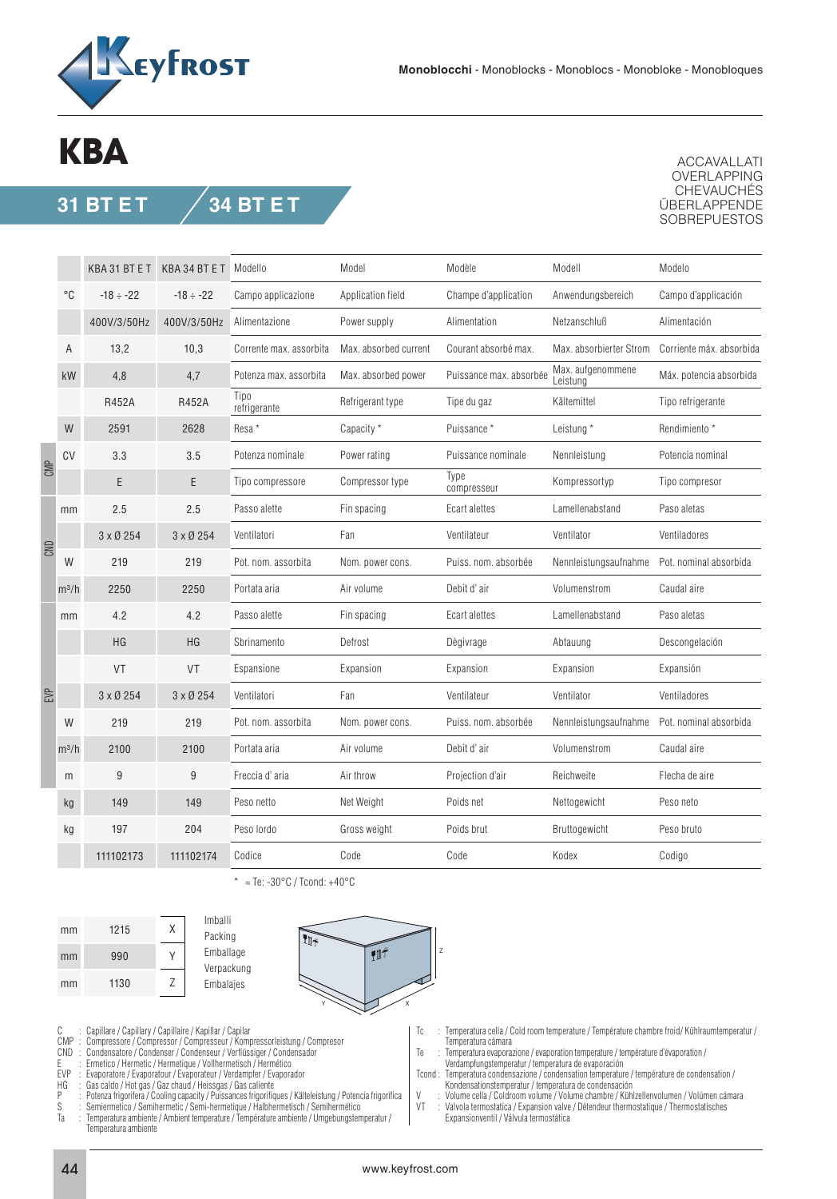**Monoblocchi** - Monoblocks - Monoblocs - Monobloke - Monobloques

# KBA

## 31 BT E T / 34 BT E T

ACCAVALLATI
OVERLAPPING
CHEVAUCHÉS
ÜBERLAPPENDE
SOBREPUESTOS

| | | KBA 31 BT E T | KBA 34 BT E T | Modello | Model | Modèle | Modell | Modelo |
|---|---|---|---|---|---|---|---|---|
| | °C | -18 ÷ -22 | -18 ÷ -22 | Campo applicazione | Application field | Champe d'application | Anwendungsbereich | Campo d'applicación |
| | | 400V/3/50Hz | 400V/3/50Hz | Alimentazione | Power supply | Alimentation | Netzanschluß | Alimentación |
| | A | 13,2 | 10,3 | Corrente max. assorbita | Max. absorbed current | Courant absorbé max. | Max. absorbierter Strom | Corriente máx. absorbida |
| | kW | 4,8 | 4,7 | Potenza max. assorbita | Max. absorbed power | Puissance max. absorbée | Max. aufgenommene Leistung | Máx. potencia absorbida |
| | | R452A | R452A | Tipo refrigerante | Refrigerant type | Tipe du gaz | Kältemittel | Tipo refrigerante |
| | W | 2591 | 2628 | Resa * | Capacity * | Puissance * | Leistung * | Rendimiento * |
| CMP | CV | 3.3 | 3.5 | Potenza nominale | Power rating | Puissance nominale | Nennleistung | Potencia nominal |
| CMP | | E | E | Tipo compressore | Compressor type | Type compresseur | Kompressortyp | Tipo compresor |
| CND | mm | 2.5 | 2.5 | Passo alette | Fin spacing | Ecart alettes | Lamellenabstand | Paso aletas |
| CND | | 3 x Ø 254 | 3 x Ø 254 | Ventilatori | Fan | Ventilateur | Ventilator | Ventiladores |
| CND | W | 219 | 219 | Pot. nom. assorbita | Nom. power cons. | Puiss. nom. absorbée | Nennleistungsaufnahme | Pot. nominal absorbida |
| CND | m³/h | 2250 | 2250 | Portata aria | Air volume | Debit d' air | Volumenstrom | Caudal aire |
| EVP | mm | 4.2 | 4.2 | Passo alette | Fin spacing | Ecart alettes | Lamellenabstand | Paso aletas |
| EVP | | HG | HG | Sbrinamento | Defrost | Dègivrage | Abtauung | Descongelación |
| EVP | | VT | VT | Espansione | Expansion | Expansion | Expansion | Expansión |
| EVP | | 3 x Ø 254 | 3 x Ø 254 | Ventilatori | Fan | Ventilateur | Ventilator | Ventiladores |
| EVP | W | 219 | 219 | Pot. nom. assorbita | Nom. power cons. | Puiss. nom. absorbée | Nennleistungsaufnahme | Pot. nominal absorbida |
| EVP | m³/h | 2100 | 2100 | Portata aria | Air volume | Debit d' air | Volumenstrom | Caudal aire |
| EVP | m | 9 | 9 | Freccia d' aria | Air throw | Projection d'air | Reichweite | Flecha de aire |
| | kg | 149 | 149 | Peso netto | Net Weight | Poids net | Nettogewicht | Peso neto |
| | kg | 197 | 204 | Peso lordo | Gross weight | Poids brut | Bruttogewicht | Peso bruto |
| | | 111102173 | 111102174 | Codice | Code | Code | Kodex | Codigo |

* = Te: -30°C / Tcond: +40°C

| | | | |
|---|---|---|---|
| mm | 1215 | X | Imballi / Packing / Emballage / Verpackung / Embalajes |
| mm | 990 | Y | |
| mm | 1130 | Z | |

C : Capillare / Capillary / Capillaire / Kapillar / Capilar
CMP : Compressore / Compressor / Compresseur / Kompressorleistung / Compresor
CND : Condensatore / Condenser / Condenseur / Verflüssiger / Condensador
E : Ermetico / Hermetic / Hermetique / Vollhermetisch / Hermético
EVP : Evaporatore / Evaporator / Evaporateur / Verdampfer / Evaporador
HG : Gas caldo / Hot gas / Gaz chaud / Heissgas / Gas caliente
P : Potenza frigorifera / Cooling capacity / Puissances frigorifiques / Kälteleistung / Potencia frigorifica
S : Semiermetico / Semihermetic / Semi-hermetique / Halbhermetisch / Semihermético
Ta : Temperatura ambiente / Ambient temperature / Température ambiente / Umgebungstemperatur / Temperatura ambiente

Tc : Temperatura cella / Cold room temperature / Température chambre froid/ Kühlraumtemperatur / Temperatura cámara
Te : Temperatura evaporazione / evaporation temperature / température d'évaporation / Verdampfungstemperatur / temperatura de evaporación
Tcond : Temperatura condensazione / condensation temperature / température de condensation / Kondensationstemperatur / temperatura de condensación
V : Volume cella / Coldroom volume / Volume chambre / Kühlzellenvolumen / Volúmen cámara
VT : Valvola termostatica / Expansion valve / Détendeur thermostatique / Thermostatisches Expansionventil / Válvula termostática

www.keyfrost.com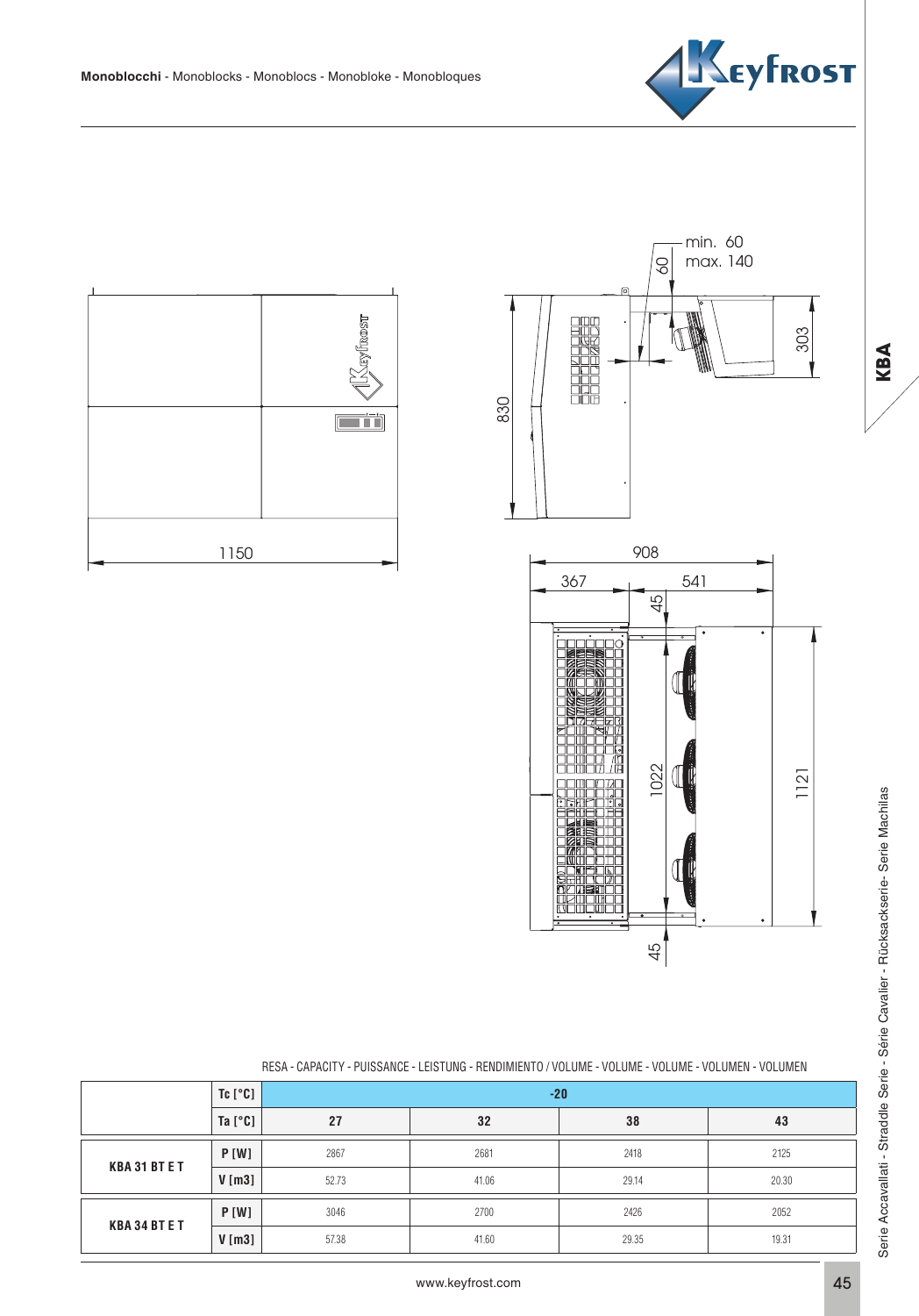**Monoblocchi** - Monoblocks - Monoblocs - Monobloke - Monobloques

min. 60
max. 140

60

303

830

1150

908

367

541

45

1022

1121

45

RESA - CAPACITY - PUISSANCE - LEISTUNG - RENDIMIENTO / VOLUME - VOLUME - VOLUME - VOLUMEN - VOLUMEN

| | Tc [°C] | -20 | | | |
|---|---|---|---|---|---|
| | Ta [°C] | 27 | 32 | 38 | 43 |
| KBA 31 BT E T | P [W] | 2867 | 2681 | 2418 | 2125 |
| | V [m3] | 52.73 | 41.06 | 29.14 | 20.30 |
| KBA 34 BT E T | P [W] | 3046 | 2700 | 2426 | 2052 |
| | V [m3] | 57.38 | 41.60 | 29.35 | 19.31 |

www.keyfrost.com

KBA

Serie Accavallati - Straddle Serie - Série Cavalier - Rücksackserie- Serie Machilas